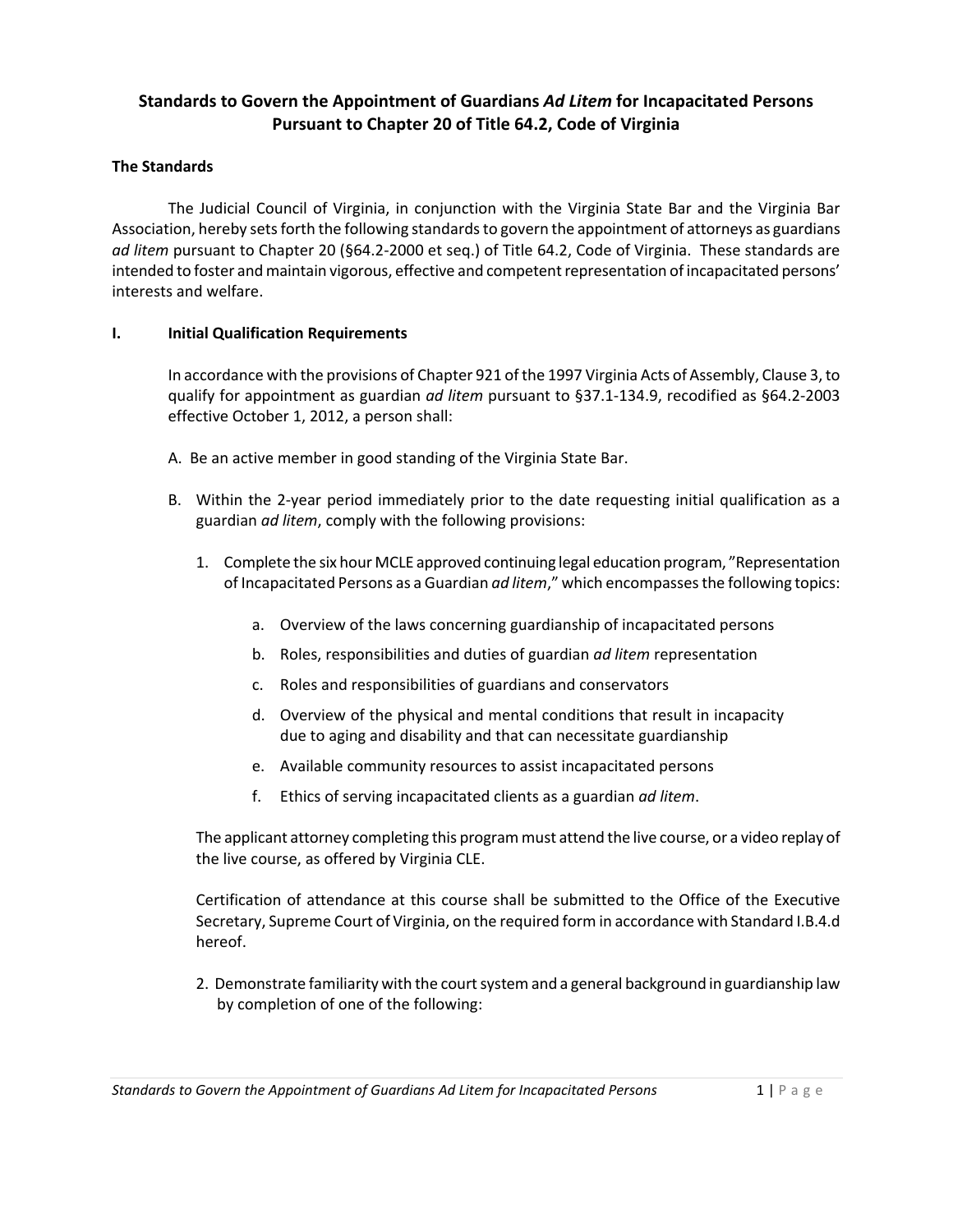# Standards to Govern the Appointment of Guardians *Ad Litem* for Incapacitated Persons Pursuant to Chapter 20 of Title 64.2, Code of Virginia

## The Standards

The Judicial Council of Virginia, in conjunction with the Virginia State Bar and the Virginia Bar Association, hereby sets forth the following standards to govern the appointment of attorneys as guardians *ad litem* pursuant to Chapter 20 (§64.2-2000 et seq.) of Title 64.2, Code of Virginia. These standards are intended to foster and maintain vigorous, effective and competent representation of incapacitated persons' interests and welfare.

## I. Initial Qualification Requirements

In accordance with the provisions of Chapter 921 of the 1997 Virginia Acts of Assembly, Clause 3, to qualify for appointment as guardian *ad litem* pursuant to §37.1-134.9, recodified as §64.2-2003 effective October 1, 2012, a person shall:

A. Be an active member in good standing of the Virginia State Bar.

B. Within the 2-year period immediately prior to the date requesting initial qualification as a guardian *ad litem*, comply with the following provisions:

1. Complete the six hour MCLE approved continuing legal education program, "Representation of Incapacitated Persons as a Guardian *ad litem*," which encompasses the following topics:

    a. Overview of the laws concerning guardianship of incapacitated persons

    b. Roles, responsibilities and duties of guardian *ad litem* representation

    c. Roles and responsibilities of guardians and conservators

    d. Overview of the physical and mental conditions that result in incapacity due to aging and disability and that can necessitate guardianship

    e. Available community resources to assist incapacitated persons

    f. Ethics of serving incapacitated clients as a guardian *ad litem*.

    The applicant attorney completing this program must attend the live course, or a video replay of the live course, as offered by Virginia CLE.

    Certification of attendance at this course shall be submitted to the Office of the Executive Secretary, Supreme Court of Virginia, on the required form in accordance with Standard I.B.4.d hereof.

2. Demonstrate familiarity with the court system and a general background in guardianship law by completion of one of the following: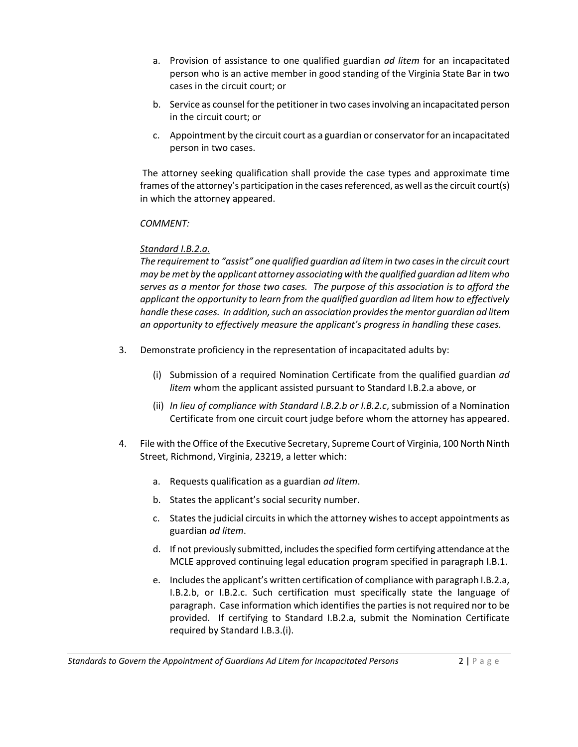a. Provision of assistance to one qualified guardian *ad litem* for an incapacitated person who is an active member in good standing of the Virginia State Bar in two cases in the circuit court; or

   b. Service as counsel for the petitioner in two cases involving an incapacitated person in the circuit court; or

   c. Appointment by the circuit court as a guardian or conservator for an incapacitated person in two cases.

   The attorney seeking qualification shall provide the case types and approximate time frames of the attorney's participation in the cases referenced, as well as the circuit court(s) in which the attorney appeared.

   *COMMENT:*

   *Standard I.B.2.a.*
   *The requirement to "assist" one qualified guardian ad litem in two cases in the circuit court may be met by the applicant attorney associating with the qualified guardian ad litem who serves as a mentor for those two cases. The purpose of this association is to afford the applicant the opportunity to learn from the qualified guardian ad litem how to effectively handle these cases. In addition, such an association provides the mentor guardian ad litem an opportunity to effectively measure the applicant's progress in handling these cases.*

3. Demonstrate proficiency in the representation of incapacitated adults by:

   (i) Submission of a required Nomination Certificate from the qualified guardian *ad litem* whom the applicant assisted pursuant to Standard I.B.2.a above, or

   (ii) *In lieu of compliance with Standard I.B.2.b or I.B.2.c*, submission of a Nomination Certificate from one circuit court judge before whom the attorney has appeared.

4. File with the Office of the Executive Secretary, Supreme Court of Virginia, 100 North Ninth Street, Richmond, Virginia, 23219, a letter which:

   a. Requests qualification as a guardian *ad litem*.

   b. States the applicant's social security number.

   c. States the judicial circuits in which the attorney wishes to accept appointments as guardian *ad litem*.

   d. If not previously submitted, includes the specified form certifying attendance at the MCLE approved continuing legal education program specified in paragraph I.B.1.

   e. Includes the applicant's written certification of compliance with paragraph I.B.2.a, I.B.2.b, or I.B.2.c. Such certification must specifically state the language of paragraph. Case information which identifies the parties is not required nor to be provided. If certifying to Standard I.B.2.a, submit the Nomination Certificate required by Standard I.B.3.(i).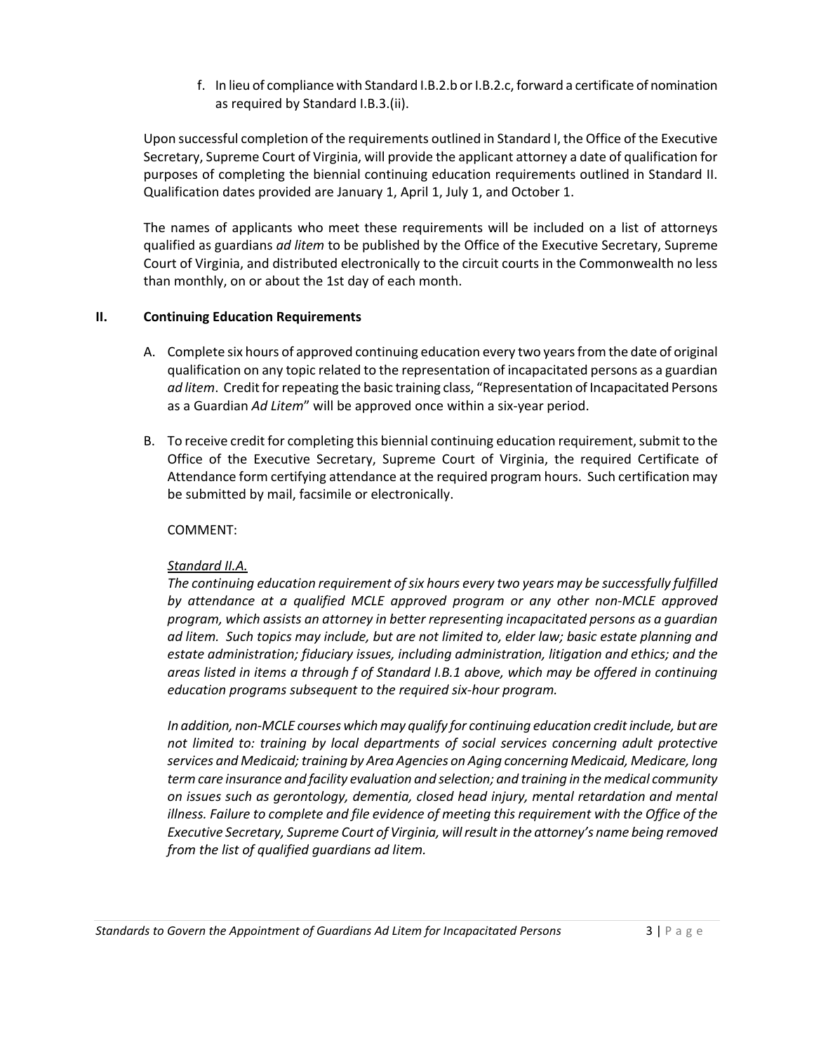f. In lieu of compliance with Standard I.B.2.b or I.B.2.c, forward a certificate of nomination as required by Standard I.B.3.(ii).

Upon successful completion of the requirements outlined in Standard I, the Office of the Executive Secretary, Supreme Court of Virginia, will provide the applicant attorney a date of qualification for purposes of completing the biennial continuing education requirements outlined in Standard II. Qualification dates provided are January 1, April 1, July 1, and October 1.

The names of applicants who meet these requirements will be included on a list of attorneys qualified as guardians *ad litem* to be published by the Office of the Executive Secretary, Supreme Court of Virginia, and distributed electronically to the circuit courts in the Commonwealth no less than monthly, on or about the 1st day of each month.

## II. Continuing Education Requirements

A. Complete six hours of approved continuing education every two years from the date of original qualification on any topic related to the representation of incapacitated persons as a guardian *ad litem*. Credit for repeating the basic training class, "Representation of Incapacitated Persons as a Guardian *Ad Litem*" will be approved once within a six-year period.

B. To receive credit for completing this biennial continuing education requirement, submit to the Office of the Executive Secretary, Supreme Court of Virginia, the required Certificate of Attendance form certifying attendance at the required program hours. Such certification may be submitted by mail, facsimile or electronically.

COMMENT:

*Standard II.A.*

*The continuing education requirement of six hours every two years may be successfully fulfilled by attendance at a qualified MCLE approved program or any other non-MCLE approved program, which assists an attorney in better representing incapacitated persons as a guardian ad litem. Such topics may include, but are not limited to, elder law; basic estate planning and estate administration; fiduciary issues, including administration, litigation and ethics; and the areas listed in items a through f of Standard I.B.1 above, which may be offered in continuing education programs subsequent to the required six-hour program.*

*In addition, non-MCLE courses which may qualify for continuing education credit include, but are not limited to: training by local departments of social services concerning adult protective services and Medicaid; training by Area Agencies on Aging concerning Medicaid, Medicare, long term care insurance and facility evaluation and selection; and training in the medical community on issues such as gerontology, dementia, closed head injury, mental retardation and mental illness. Failure to complete and file evidence of meeting this requirement with the Office of the Executive Secretary, Supreme Court of Virginia, will result in the attorney's name being removed from the list of qualified guardians ad litem.*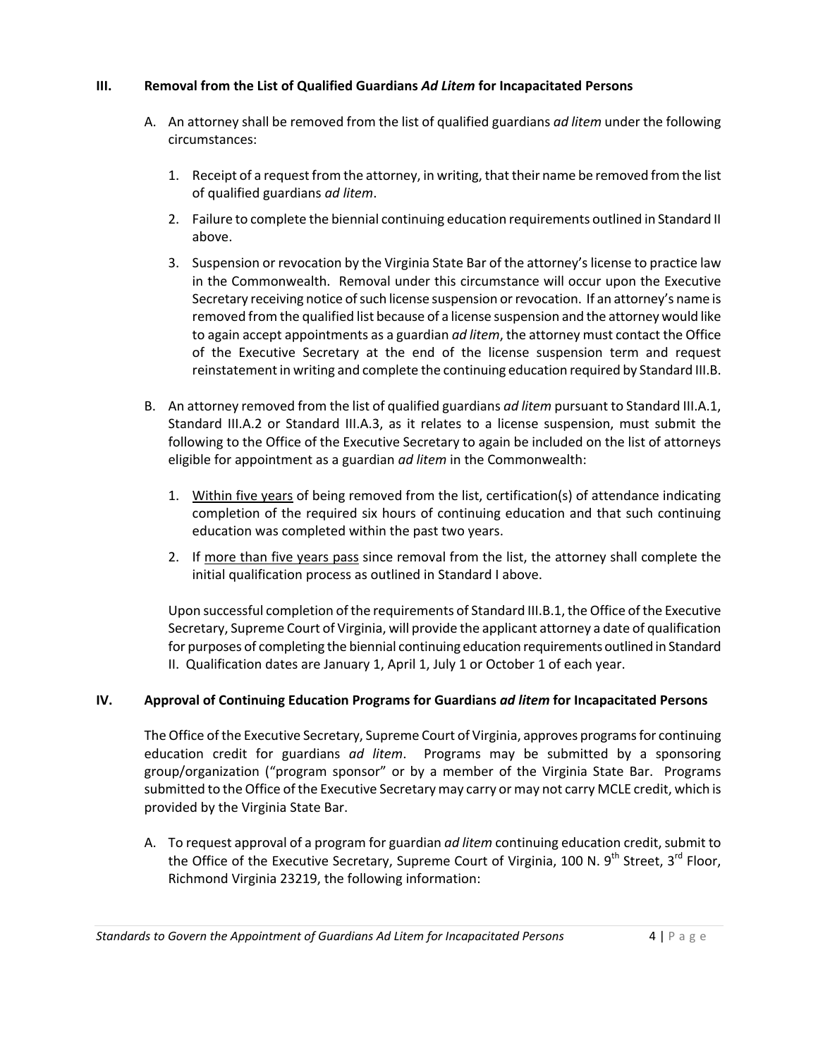## III. Removal from the List of Qualified Guardians *Ad Litem* for Incapacitated Persons

A. An attorney shall be removed from the list of qualified guardians *ad litem* under the following circumstances:

1. Receipt of a request from the attorney, in writing, that their name be removed from the list of qualified guardians *ad litem*.
2. Failure to complete the biennial continuing education requirements outlined in Standard II above.
3. Suspension or revocation by the Virginia State Bar of the attorney's license to practice law in the Commonwealth. Removal under this circumstance will occur upon the Executive Secretary receiving notice of such license suspension or revocation. If an attorney's name is removed from the qualified list because of a license suspension and the attorney would like to again accept appointments as a guardian *ad litem*, the attorney must contact the Office of the Executive Secretary at the end of the license suspension term and request reinstatement in writing and complete the continuing education required by Standard III.B.

B. An attorney removed from the list of qualified guardians *ad litem* pursuant to Standard III.A.1, Standard III.A.2 or Standard III.A.3, as it relates to a license suspension, must submit the following to the Office of the Executive Secretary to again be included on the list of attorneys eligible for appointment as a guardian *ad litem* in the Commonwealth:

1. <u>Within five years</u> of being removed from the list, certification(s) of attendance indicating completion of the required six hours of continuing education and that such continuing education was completed within the past two years.
2. If <u>more than five years pass</u> since removal from the list, the attorney shall complete the initial qualification process as outlined in Standard I above.

Upon successful completion of the requirements of Standard III.B.1, the Office of the Executive Secretary, Supreme Court of Virginia, will provide the applicant attorney a date of qualification for purposes of completing the biennial continuing education requirements outlined in Standard II. Qualification dates are January 1, April 1, July 1 or October 1 of each year.

## IV. Approval of Continuing Education Programs for Guardians *ad litem* for Incapacitated Persons

The Office of the Executive Secretary, Supreme Court of Virginia, approves programs for continuing education credit for guardians *ad litem*. Programs may be submitted by a sponsoring group/organization ("program sponsor" or by a member of the Virginia State Bar. Programs submitted to the Office of the Executive Secretary may carry or may not carry MCLE credit, which is provided by the Virginia State Bar.

A. To request approval of a program for guardian *ad litem* continuing education credit, submit to the Office of the Executive Secretary, Supreme Court of Virginia, 100 N. 9th Street, 3rd Floor, Richmond Virginia 23219, the following information: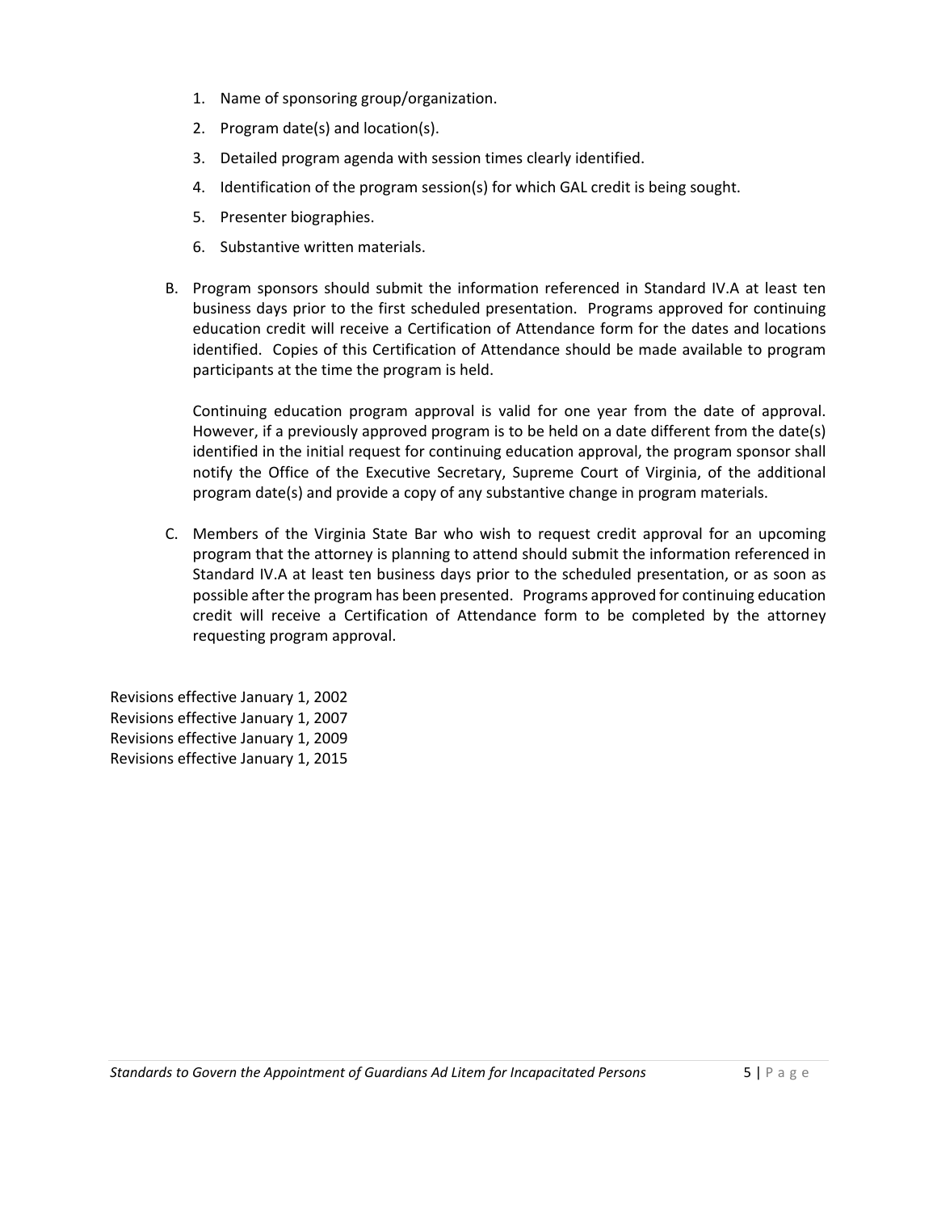1. Name of sponsoring group/organization.
2. Program date(s) and location(s).
3. Detailed program agenda with session times clearly identified.
4. Identification of the program session(s) for which GAL credit is being sought.
5. Presenter biographies.
6. Substantive written materials.

B. Program sponsors should submit the information referenced in Standard IV.A at least ten business days prior to the first scheduled presentation. Programs approved for continuing education credit will receive a Certification of Attendance form for the dates and locations identified. Copies of this Certification of Attendance should be made available to program participants at the time the program is held.

   Continuing education program approval is valid for one year from the date of approval. However, if a previously approved program is to be held on a date different from the date(s) identified in the initial request for continuing education approval, the program sponsor shall notify the Office of the Executive Secretary, Supreme Court of Virginia, of the additional program date(s) and provide a copy of any substantive change in program materials.

C. Members of the Virginia State Bar who wish to request credit approval for an upcoming program that the attorney is planning to attend should submit the information referenced in Standard IV.A at least ten business days prior to the scheduled presentation, or as soon as possible after the program has been presented. Programs approved for continuing education credit will receive a Certification of Attendance form to be completed by the attorney requesting program approval.

Revisions effective January 1, 2002
Revisions effective January 1, 2007
Revisions effective January 1, 2009
Revisions effective January 1, 2015